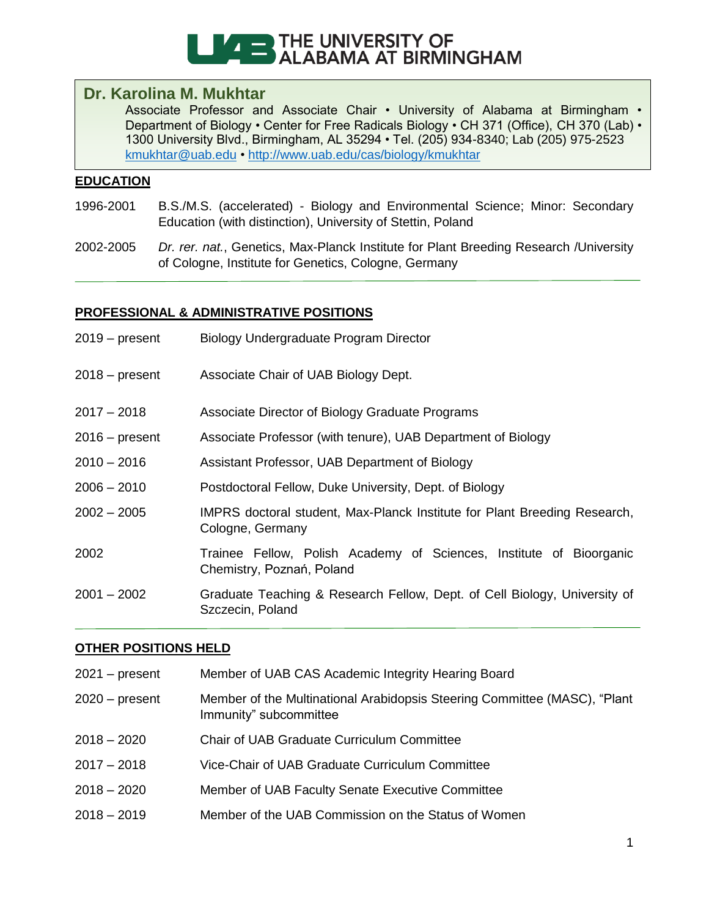THE UNIVERSITY OF ALABAMA AT BIRMINGHAM

# Dr. Karolina M. Mukhtar

Associate Professor and Associate Chair • University of Alabama at Birmingham • Department of Biology • Center for Free Radicals Biology • CH 371 (Office), CH 370 (Lab) • 1300 University Blvd., Birmingham, AL 35294 • Tel. (205) 934-8340; Lab (205) 975-2523
kmukhtar@uab.edu • http://www.uab.edu/cas/biology/kmukhtar

## EDUCATION

| | |
|---|---|
| 1996-2001 | B.S./M.S. (accelerated) - Biology and Environmental Science; Minor: Secondary Education (with distinction), University of Stettin, Poland |
| 2002-2005 | *Dr. rer. nat.*, Genetics, Max-Planck Institute for Plant Breeding Research /University of Cologne, Institute for Genetics, Cologne, Germany |

## PROFESSIONAL & ADMINISTRATIVE POSITIONS

| | |
|---|---|
| 2019 – present | Biology Undergraduate Program Director |
| 2018 – present | Associate Chair of UAB Biology Dept. |
| 2017 – 2018 | Associate Director of Biology Graduate Programs |
| 2016 – present | Associate Professor (with tenure), UAB Department of Biology |
| 2010 – 2016 | Assistant Professor, UAB Department of Biology |
| 2006 – 2010 | Postdoctoral Fellow, Duke University, Dept. of Biology |
| 2002 – 2005 | IMPRS doctoral student, Max-Planck Institute for Plant Breeding Research, Cologne, Germany |
| 2002 | Trainee Fellow, Polish Academy of Sciences, Institute of Bioorganic Chemistry, Poznań, Poland |
| 2001 – 2002 | Graduate Teaching & Research Fellow, Dept. of Cell Biology, University of Szczecin, Poland |

## OTHER POSITIONS HELD

| | |
|---|---|
| 2021 – present | Member of UAB CAS Academic Integrity Hearing Board |
| 2020 – present | Member of the Multinational Arabidopsis Steering Committee (MASC), "Plant Immunity" subcommittee |
| 2018 – 2020 | Chair of UAB Graduate Curriculum Committee |
| 2017 – 2018 | Vice-Chair of UAB Graduate Curriculum Committee |
| 2018 – 2020 | Member of UAB Faculty Senate Executive Committee |
| 2018 – 2019 | Member of the UAB Commission on the Status of Women |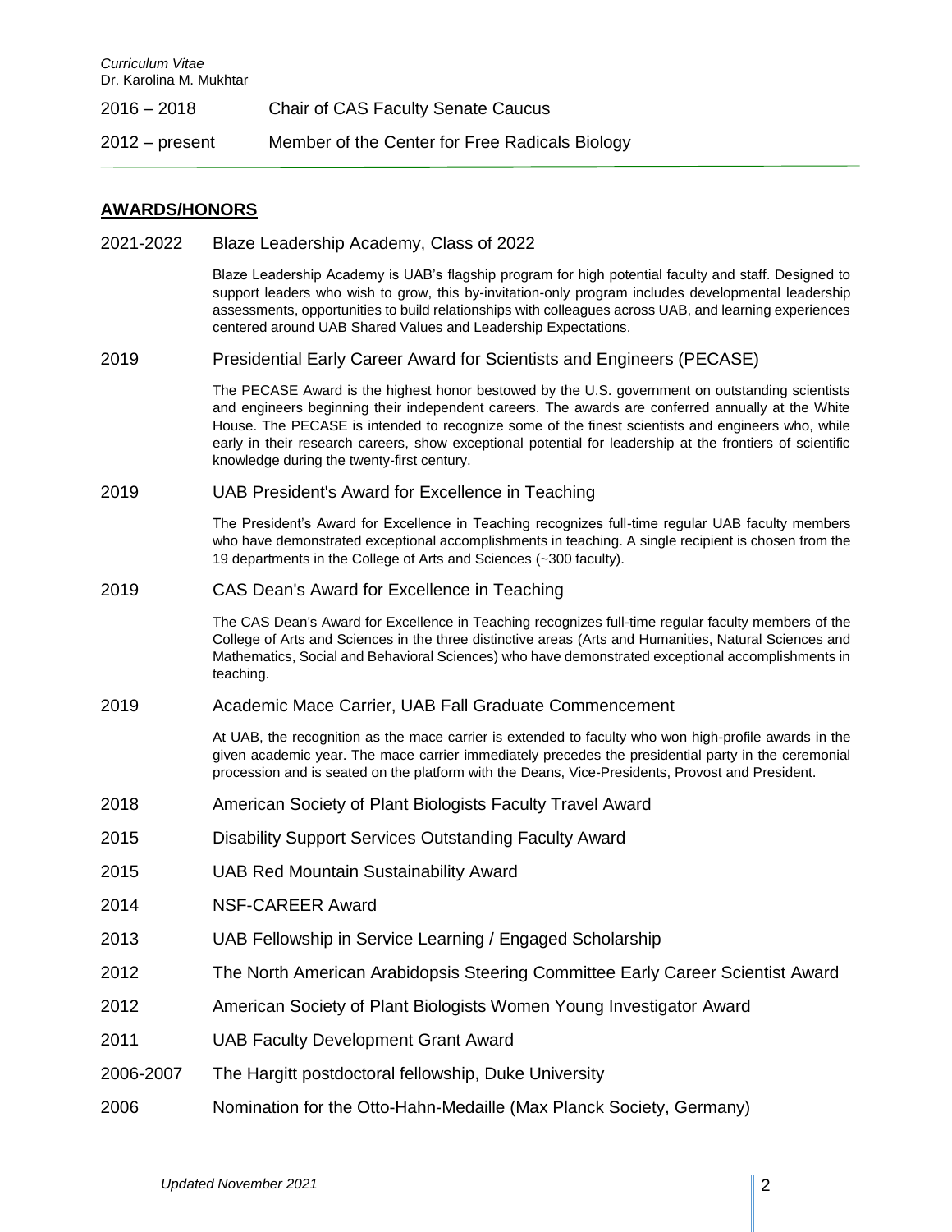2016 – 2018 Chair of CAS Faculty Senate Caucus

2012 – present Member of the Center for Free Radicals Biology

## AWARDS/HONORS

2021-2022 Blaze Leadership Academy, Class of 2022

Blaze Leadership Academy is UAB's flagship program for high potential faculty and staff. Designed to support leaders who wish to grow, this by-invitation-only program includes developmental leadership assessments, opportunities to build relationships with colleagues across UAB, and learning experiences centered around UAB Shared Values and Leadership Expectations.

2019 Presidential Early Career Award for Scientists and Engineers (PECASE)

The PECASE Award is the highest honor bestowed by the U.S. government on outstanding scientists and engineers beginning their independent careers. The awards are conferred annually at the White House. The PECASE is intended to recognize some of the finest scientists and engineers who, while early in their research careers, show exceptional potential for leadership at the frontiers of scientific knowledge during the twenty-first century.

2019 UAB President's Award for Excellence in Teaching

The President's Award for Excellence in Teaching recognizes full-time regular UAB faculty members who have demonstrated exceptional accomplishments in teaching. A single recipient is chosen from the 19 departments in the College of Arts and Sciences (~300 faculty).

2019 CAS Dean's Award for Excellence in Teaching

The CAS Dean's Award for Excellence in Teaching recognizes full-time regular faculty members of the College of Arts and Sciences in the three distinctive areas (Arts and Humanities, Natural Sciences and Mathematics, Social and Behavioral Sciences) who have demonstrated exceptional accomplishments in teaching.

2019 Academic Mace Carrier, UAB Fall Graduate Commencement

At UAB, the recognition as the mace carrier is extended to faculty who won high-profile awards in the given academic year. The mace carrier immediately precedes the presidential party in the ceremonial procession and is seated on the platform with the Deans, Vice-Presidents, Provost and President.

2018 American Society of Plant Biologists Faculty Travel Award

2015 Disability Support Services Outstanding Faculty Award

2015 UAB Red Mountain Sustainability Award

2014 NSF-CAREER Award

2013 UAB Fellowship in Service Learning / Engaged Scholarship

2012 The North American Arabidopsis Steering Committee Early Career Scientist Award

2012 American Society of Plant Biologists Women Young Investigator Award

2011 UAB Faculty Development Grant Award

2006-2007 The Hargitt postdoctoral fellowship, Duke University

2006 Nomination for the Otto-Hahn-Medaille (Max Planck Society, Germany)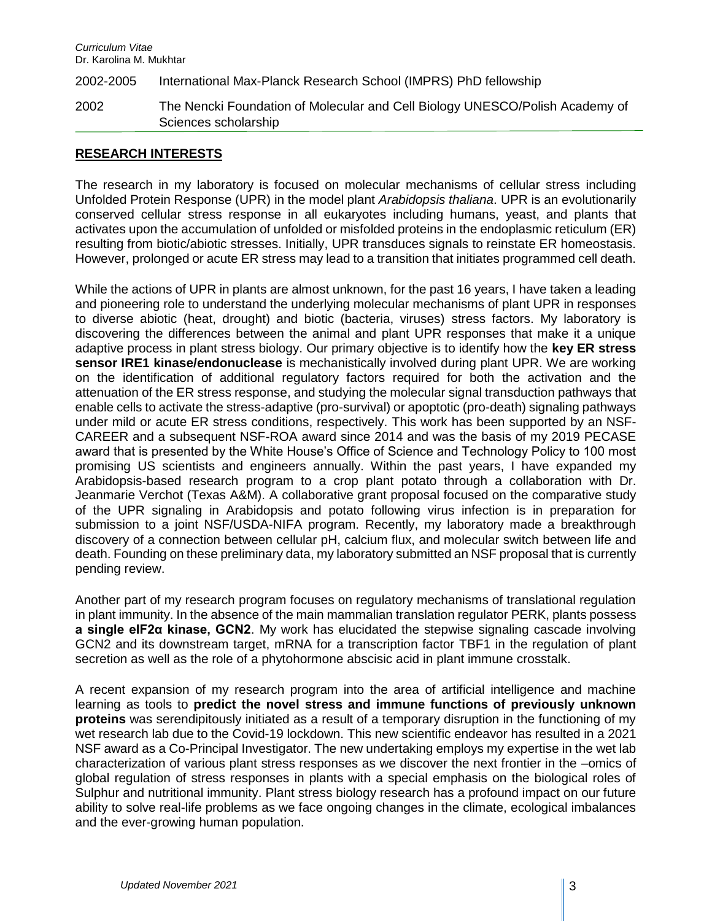| | |
|---|---|
| 2002-2005 | International Max-Planck Research School (IMPRS) PhD fellowship |
| 2002 | The Nencki Foundation of Molecular and Cell Biology UNESCO/Polish Academy of Sciences scholarship |

## RESEARCH INTERESTS

The research in my laboratory is focused on molecular mechanisms of cellular stress including Unfolded Protein Response (UPR) in the model plant *Arabidopsis thaliana*. UPR is an evolutionarily conserved cellular stress response in all eukaryotes including humans, yeast, and plants that activates upon the accumulation of unfolded or misfolded proteins in the endoplasmic reticulum (ER) resulting from biotic/abiotic stresses. Initially, UPR transduces signals to reinstate ER homeostasis. However, prolonged or acute ER stress may lead to a transition that initiates programmed cell death.

While the actions of UPR in plants are almost unknown, for the past 16 years, I have taken a leading and pioneering role to understand the underlying molecular mechanisms of plant UPR in responses to diverse abiotic (heat, drought) and biotic (bacteria, viruses) stress factors. My laboratory is discovering the differences between the animal and plant UPR responses that make it a unique adaptive process in plant stress biology. Our primary objective is to identify how the **key ER stress sensor IRE1 kinase/endonuclease** is mechanistically involved during plant UPR. We are working on the identification of additional regulatory factors required for both the activation and the attenuation of the ER stress response, and studying the molecular signal transduction pathways that enable cells to activate the stress-adaptive (pro-survival) or apoptotic (pro-death) signaling pathways under mild or acute ER stress conditions, respectively. This work has been supported by an NSF-CAREER and a subsequent NSF-ROA award since 2014 and was the basis of my 2019 PECASE award that is presented by the White House's Office of Science and Technology Policy to 100 most promising US scientists and engineers annually. Within the past years, I have expanded my Arabidopsis-based research program to a crop plant potato through a collaboration with Dr. Jeanmarie Verchot (Texas A&M). A collaborative grant proposal focused on the comparative study of the UPR signaling in Arabidopsis and potato following virus infection is in preparation for submission to a joint NSF/USDA-NIFA program. Recently, my laboratory made a breakthrough discovery of a connection between cellular pH, calcium flux, and molecular switch between life and death. Founding on these preliminary data, my laboratory submitted an NSF proposal that is currently pending review.

Another part of my research program focuses on regulatory mechanisms of translational regulation in plant immunity. In the absence of the main mammalian translation regulator PERK, plants possess **a single eIF2α kinase, GCN2**. My work has elucidated the stepwise signaling cascade involving GCN2 and its downstream target, mRNA for a transcription factor TBF1 in the regulation of plant secretion as well as the role of a phytohormone abscisic acid in plant immune crosstalk.

A recent expansion of my research program into the area of artificial intelligence and machine learning as tools to **predict the novel stress and immune functions of previously unknown proteins** was serendipitously initiated as a result of a temporary disruption in the functioning of my wet research lab due to the Covid-19 lockdown. This new scientific endeavor has resulted in a 2021 NSF award as a Co-Principal Investigator. The new undertaking employs my expertise in the wet lab characterization of various plant stress responses as we discover the next frontier in the –omics of global regulation of stress responses in plants with a special emphasis on the biological roles of Sulphur and nutritional immunity. Plant stress biology research has a profound impact on our future ability to solve real-life problems as we face ongoing changes in the climate, ecological imbalances and the ever-growing human population.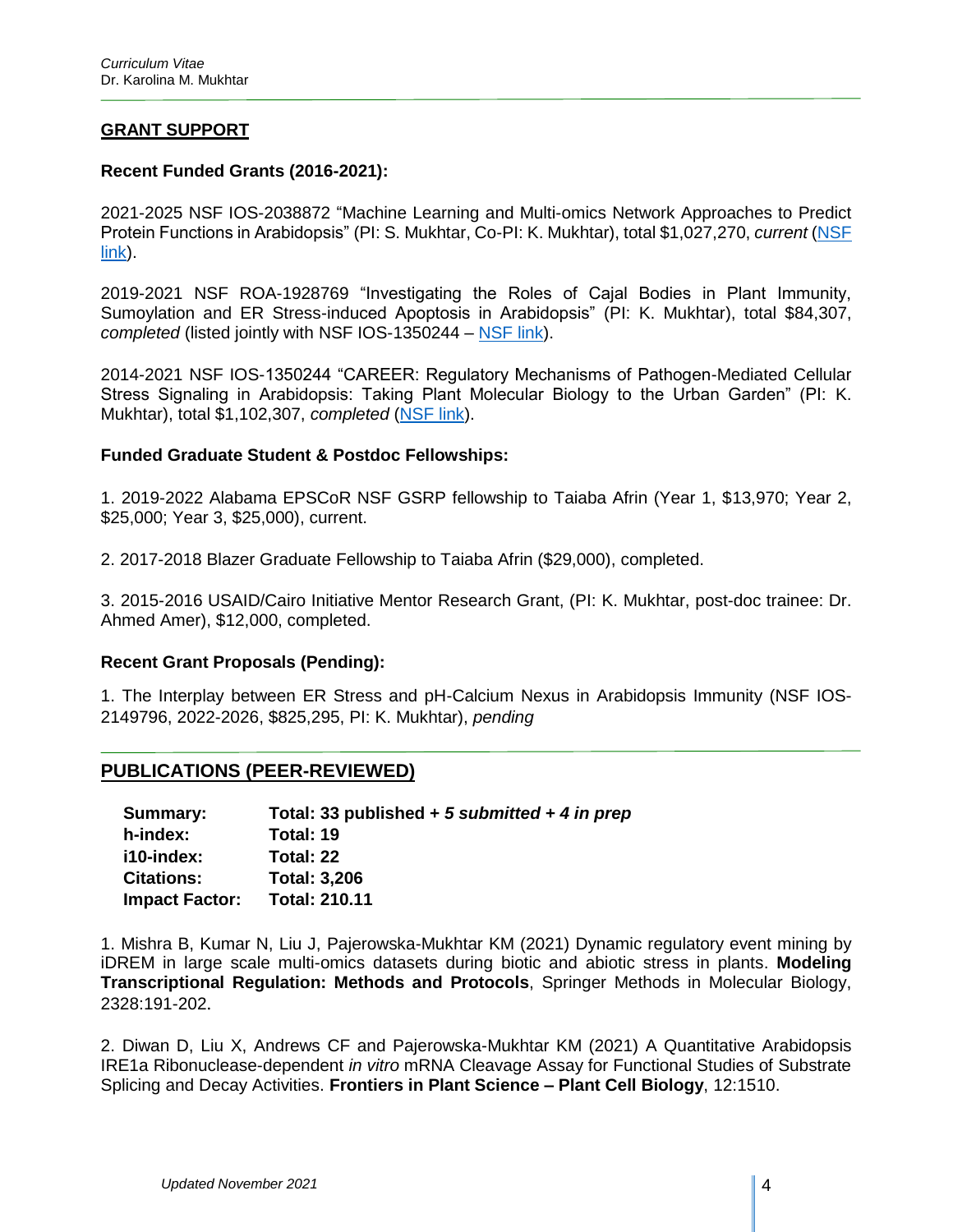## GRANT SUPPORT

**Recent Funded Grants (2016-2021):**

2021-2025 NSF IOS-2038872 "Machine Learning and Multi-omics Network Approaches to Predict Protein Functions in Arabidopsis" (PI: S. Mukhtar, Co-PI: K. Mukhtar), total $1,027,270, *current* (NSF link).

2019-2021 NSF ROA-1928769 "Investigating the Roles of Cajal Bodies in Plant Immunity, Sumoylation and ER Stress-induced Apoptosis in Arabidopsis" (PI: K. Mukhtar), total $84,307, *completed* (listed jointly with NSF IOS-1350244 – NSF link).

2014-2021 NSF IOS-1350244 "CAREER: Regulatory Mechanisms of Pathogen-Mediated Cellular Stress Signaling in Arabidopsis: Taking Plant Molecular Biology to the Urban Garden" (PI: K. Mukhtar), total $1,102,307, *completed* (NSF link).

**Funded Graduate Student & Postdoc Fellowships:**

1. 2019-2022 Alabama EPSCoR NSF GSRP fellowship to Taiaba Afrin (Year 1, $13,970; Year 2, $25,000; Year 3, $25,000), current.

2. 2017-2018 Blazer Graduate Fellowship to Taiaba Afrin ($29,000), completed.

3. 2015-2016 USAID/Cairo Initiative Mentor Research Grant, (PI: K. Mukhtar, post-doc trainee: Dr. Ahmed Amer), $12,000, completed.

**Recent Grant Proposals (Pending):**

1. The Interplay between ER Stress and pH-Calcium Nexus in Arabidopsis Immunity (NSF IOS-2149796, 2022-2026, $825,295, PI: K. Mukhtar), *pending*

## PUBLICATIONS (PEER-REVIEWED)

| | |
|---|---|
| **Summary:** | **Total: 33 published + *5 submitted + 4 in prep*** |
| **h-index:** | **Total: 19** |
| **i10-index:** | **Total: 22** |
| **Citations:** | **Total: 3,206** |
| **Impact Factor:** | **Total: 210.11** |

1. Mishra B, Kumar N, Liu J, Pajerowska-Mukhtar KM (2021) Dynamic regulatory event mining by iDREM in large scale multi-omics datasets during biotic and abiotic stress in plants. **Modeling Transcriptional Regulation: Methods and Protocols**, Springer Methods in Molecular Biology, 2328:191-202.

2. Diwan D, Liu X, Andrews CF and Pajerowska-Mukhtar KM (2021) A Quantitative Arabidopsis IRE1a Ribonuclease-dependent *in vitro* mRNA Cleavage Assay for Functional Studies of Substrate Splicing and Decay Activities. **Frontiers in Plant Science – Plant Cell Biology**, 12:1510.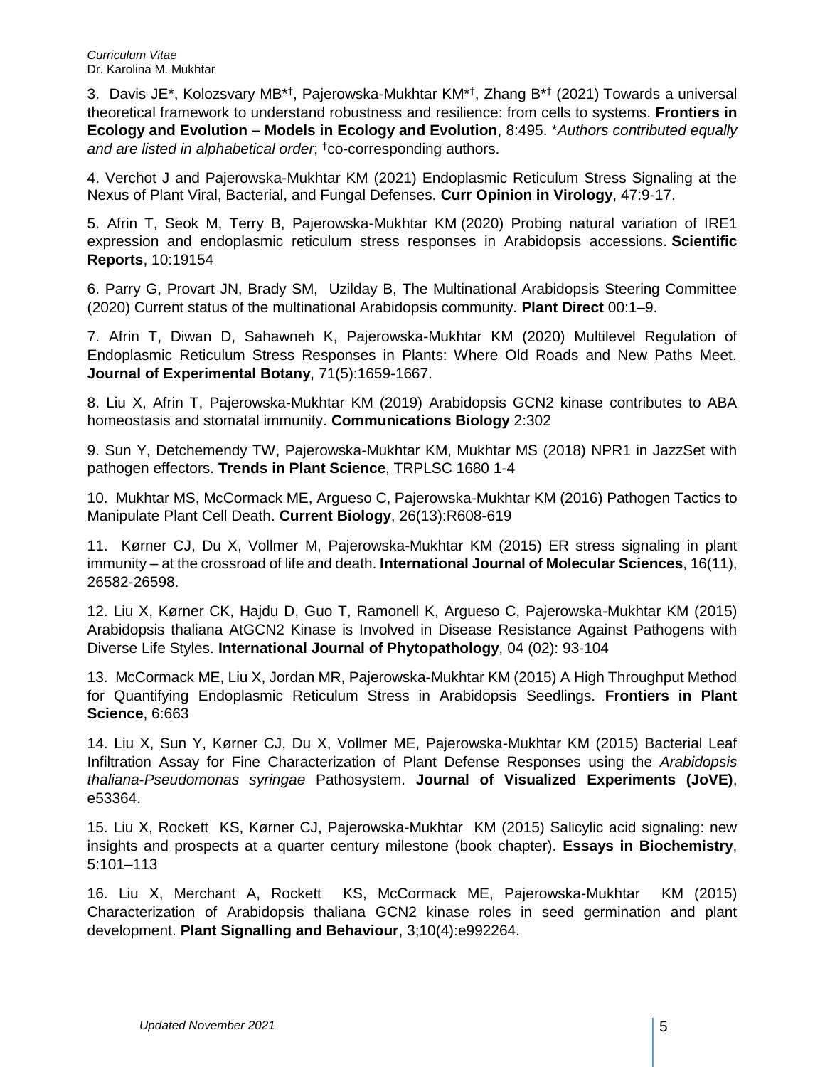3. Davis JE*, Kolozsvary MB*[†], Pajerowska-Mukhtar KM*[†], Zhang B*[†] (2021) Towards a universal theoretical framework to understand robustness and resilience: from cells to systems. **Frontiers in Ecology and Evolution – Models in Ecology and Evolution**, 8:495. **Authors contributed equally and are listed in alphabetical order*; [†]co-corresponding authors.

4. Verchot J and Pajerowska-Mukhtar KM (2021) Endoplasmic Reticulum Stress Signaling at the Nexus of Plant Viral, Bacterial, and Fungal Defenses. **Curr Opinion in Virology**, 47:9-17.

5. Afrin T, Seok M, Terry B, Pajerowska-Mukhtar KM (2020) Probing natural variation of IRE1 expression and endoplasmic reticulum stress responses in Arabidopsis accessions. **Scientific Reports**, 10:19154

6. Parry G, Provart JN, Brady SM, Uzilday B, The Multinational Arabidopsis Steering Committee (2020) Current status of the multinational Arabidopsis community. **Plant Direct** 00:1–9.

7. Afrin T, Diwan D, Sahawneh K, Pajerowska-Mukhtar KM (2020) Multilevel Regulation of Endoplasmic Reticulum Stress Responses in Plants: Where Old Roads and New Paths Meet. **Journal of Experimental Botany**, 71(5):1659-1667.

8. Liu X, Afrin T, Pajerowska-Mukhtar KM (2019) Arabidopsis GCN2 kinase contributes to ABA homeostasis and stomatal immunity. **Communications Biology** 2:302

9. Sun Y, Detchemendy TW, Pajerowska-Mukhtar KM, Mukhtar MS (2018) NPR1 in JazzSet with pathogen effectors. **Trends in Plant Science**, TRPLSC 1680 1-4

10. Mukhtar MS, McCormack ME, Argueso C, Pajerowska-Mukhtar KM (2016) Pathogen Tactics to Manipulate Plant Cell Death. **Current Biology**, 26(13):R608-619

11. Kørner CJ, Du X, Vollmer M, Pajerowska-Mukhtar KM (2015) ER stress signaling in plant immunity – at the crossroad of life and death. **International Journal of Molecular Sciences**, 16(11), 26582-26598.

12. Liu X, Kørner CK, Hajdu D, Guo T, Ramonell K, Argueso C, Pajerowska-Mukhtar KM (2015) Arabidopsis thaliana AtGCN2 Kinase is Involved in Disease Resistance Against Pathogens with Diverse Life Styles. **International Journal of Phytopathology**, 04 (02): 93-104

13. McCormack ME, Liu X, Jordan MR, Pajerowska-Mukhtar KM (2015) A High Throughput Method for Quantifying Endoplasmic Reticulum Stress in Arabidopsis Seedlings. **Frontiers in Plant Science**, 6:663

14. Liu X, Sun Y, Kørner CJ, Du X, Vollmer ME, Pajerowska-Mukhtar KM (2015) Bacterial Leaf Infiltration Assay for Fine Characterization of Plant Defense Responses using the *Arabidopsis thaliana-Pseudomonas syringae* Pathosystem. **Journal of Visualized Experiments (JoVE)**, e53364.

15. Liu X, Rockett KS, Kørner CJ, Pajerowska-Mukhtar KM (2015) Salicylic acid signaling: new insights and prospects at a quarter century milestone (book chapter). **Essays in Biochemistry**, 5:101–113

16. Liu X, Merchant A, Rockett KS, McCormack ME, Pajerowska-Mukhtar KM (2015) Characterization of Arabidopsis thaliana GCN2 kinase roles in seed germination and plant development. **Plant Signalling and Behaviour**, 3;10(4):e992264.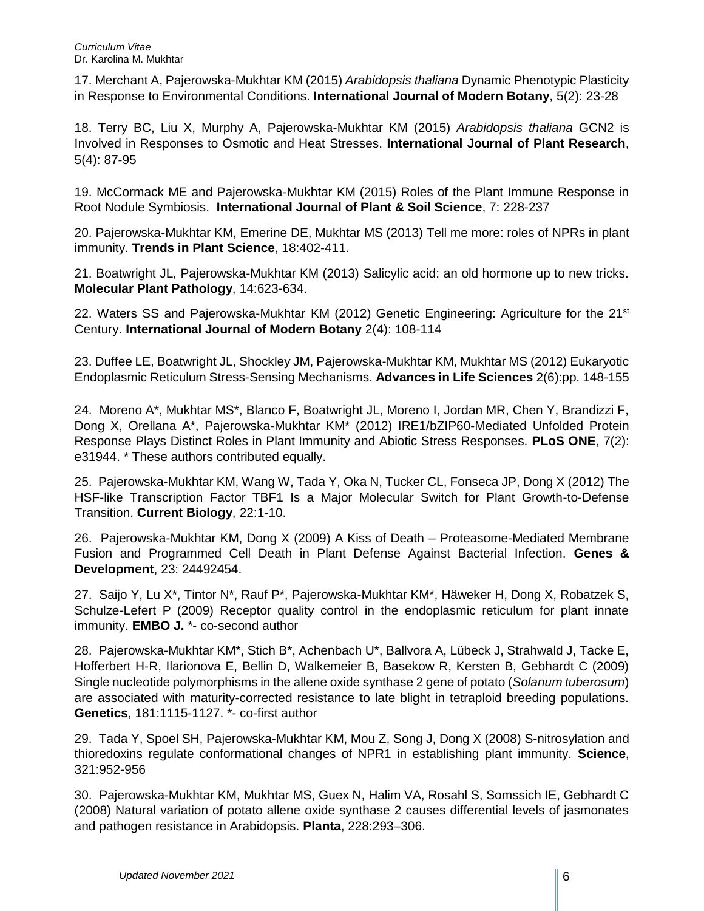17. Merchant A, Pajerowska-Mukhtar KM (2015) *Arabidopsis thaliana* Dynamic Phenotypic Plasticity in Response to Environmental Conditions. **International Journal of Modern Botany**, 5(2): 23-28

18. Terry BC, Liu X, Murphy A, Pajerowska-Mukhtar KM (2015) *Arabidopsis thaliana* GCN2 is Involved in Responses to Osmotic and Heat Stresses. **International Journal of Plant Research**, 5(4): 87-95

19. McCormack ME and Pajerowska-Mukhtar KM (2015) Roles of the Plant Immune Response in Root Nodule Symbiosis. **International Journal of Plant & Soil Science**, 7: 228-237

20. Pajerowska-Mukhtar KM, Emerine DE, Mukhtar MS (2013) Tell me more: roles of NPRs in plant immunity. **Trends in Plant Science**, 18:402-411.

21. Boatwright JL, Pajerowska-Mukhtar KM (2013) Salicylic acid: an old hormone up to new tricks. **Molecular Plant Pathology**, 14:623-634.

22. Waters SS and Pajerowska-Mukhtar KM (2012) Genetic Engineering: Agriculture for the 21st Century. **International Journal of Modern Botany** 2(4): 108-114

23. Duffee LE, Boatwright JL, Shockley JM, Pajerowska-Mukhtar KM, Mukhtar MS (2012) Eukaryotic Endoplasmic Reticulum Stress-Sensing Mechanisms. **Advances in Life Sciences** 2(6):pp. 148-155

24. Moreno A*, Mukhtar MS*, Blanco F, Boatwright JL, Moreno I, Jordan MR, Chen Y, Brandizzi F, Dong X, Orellana A*, Pajerowska-Mukhtar KM* (2012) IRE1/bZIP60-Mediated Unfolded Protein Response Plays Distinct Roles in Plant Immunity and Abiotic Stress Responses. **PLoS ONE**, 7(2): e31944. * These authors contributed equally.

25. Pajerowska-Mukhtar KM, Wang W, Tada Y, Oka N, Tucker CL, Fonseca JP, Dong X (2012) The HSF-like Transcription Factor TBF1 Is a Major Molecular Switch for Plant Growth-to-Defense Transition. **Current Biology**, 22:1-10.

26. Pajerowska-Mukhtar KM, Dong X (2009) A Kiss of Death – Proteasome-Mediated Membrane Fusion and Programmed Cell Death in Plant Defense Against Bacterial Infection. **Genes & Development**, 23: 24492454.

27. Saijo Y, Lu X*, Tintor N*, Rauf P*, Pajerowska-Mukhtar KM*, Häweker H, Dong X, Robatzek S, Schulze-Lefert P (2009) Receptor quality control in the endoplasmic reticulum for plant innate immunity. **EMBO J.** *- co-second author

28. Pajerowska-Mukhtar KM*, Stich B*, Achenbach U*, Ballvora A, Lübeck J, Strahwald J, Tacke E, Hofferbert H-R, Ilarionova E, Bellin D, Walkemeier B, Basekow R, Kersten B, Gebhardt C (2009) Single nucleotide polymorphisms in the allene oxide synthase 2 gene of potato (*Solanum tuberosum*) are associated with maturity-corrected resistance to late blight in tetraploid breeding populations. **Genetics**, 181:1115-1127. *- co-first author

29. Tada Y, Spoel SH, Pajerowska-Mukhtar KM, Mou Z, Song J, Dong X (2008) S-nitrosylation and thioredoxins regulate conformational changes of NPR1 in establishing plant immunity. **Science**, 321:952-956

30. Pajerowska-Mukhtar KM, Mukhtar MS, Guex N, Halim VA, Rosahl S, Somssich IE, Gebhardt C (2008) Natural variation of potato allene oxide synthase 2 causes differential levels of jasmonates and pathogen resistance in Arabidopsis. **Planta**, 228:293–306.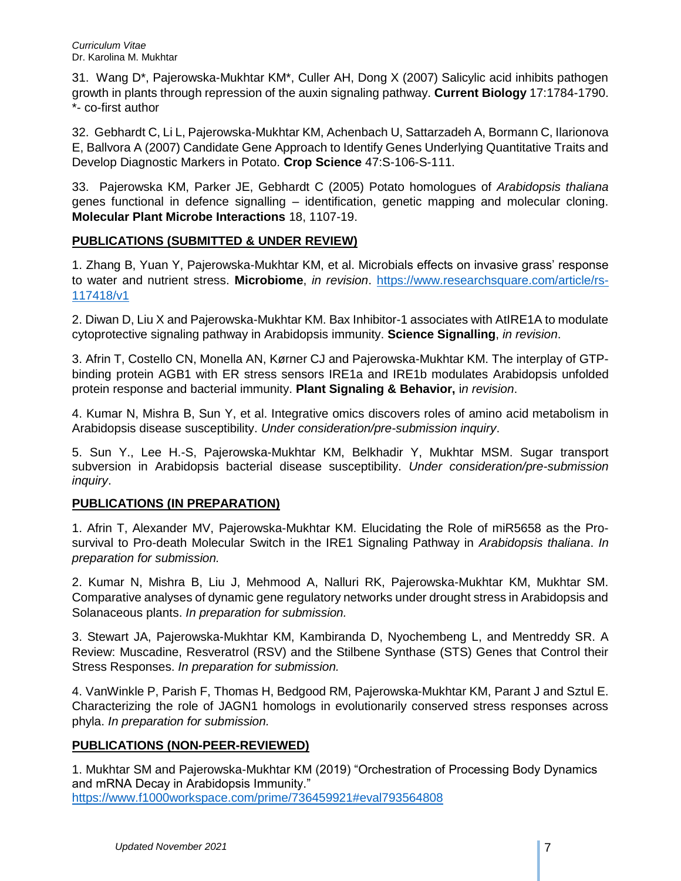31. Wang D*, Pajerowska-Mukhtar KM*, Culler AH, Dong X (2007) Salicylic acid inhibits pathogen growth in plants through repression of the auxin signaling pathway. **Current Biology** 17:1784-1790. *- co-first author

32. Gebhardt C, Li L, Pajerowska-Mukhtar KM, Achenbach U, Sattarzadeh A, Bormann C, Ilarionova E, Ballvora A (2007) Candidate Gene Approach to Identify Genes Underlying Quantitative Traits and Develop Diagnostic Markers in Potato. **Crop Science** 47:S-106-S-111.

33. Pajerowska KM, Parker JE, Gebhardt C (2005) Potato homologues of *Arabidopsis thaliana* genes functional in defence signalling – identification, genetic mapping and molecular cloning. **Molecular Plant Microbe Interactions** 18, 1107-19.

## PUBLICATIONS (SUBMITTED & UNDER REVIEW)

1. Zhang B, Yuan Y, Pajerowska-Mukhtar KM, et al. Microbials effects on invasive grass' response to water and nutrient stress. **Microbiome**, *in revision*. https://www.researchsquare.com/article/rs-117418/v1

2. Diwan D, Liu X and Pajerowska-Mukhtar KM. Bax Inhibitor-1 associates with AtIRE1A to modulate cytoprotective signaling pathway in Arabidopsis immunity. **Science Signalling**, *in revision*.

3. Afrin T, Costello CN, Monella AN, Kørner CJ and Pajerowska-Mukhtar KM. The interplay of GTP-binding protein AGB1 with ER stress sensors IRE1a and IRE1b modulates Arabidopsis unfolded protein response and bacterial immunity. **Plant Signaling & Behavior,** i*n revision*.

4. Kumar N, Mishra B, Sun Y, et al. Integrative omics discovers roles of amino acid metabolism in Arabidopsis disease susceptibility. *Under consideration/pre-submission inquiry*.

5. Sun Y., Lee H.-S, Pajerowska-Mukhtar KM, Belkhadir Y, Mukhtar MSM. Sugar transport subversion in Arabidopsis bacterial disease susceptibility. *Under consideration/pre-submission inquiry*.

## PUBLICATIONS (IN PREPARATION)

1. Afrin T, Alexander MV, Pajerowska-Mukhtar KM. Elucidating the Role of miR5658 as the Pro-survival to Pro-death Molecular Switch in the IRE1 Signaling Pathway in *Arabidopsis thaliana*. *In preparation for submission.*

2. Kumar N, Mishra B, Liu J, Mehmood A, Nalluri RK, Pajerowska-Mukhtar KM, Mukhtar SM. Comparative analyses of dynamic gene regulatory networks under drought stress in Arabidopsis and Solanaceous plants. *In preparation for submission.*

3. Stewart JA, Pajerowska-Mukhtar KM, Kambiranda D, Nyochembeng L, and Mentreddy SR. A Review: Muscadine, Resveratrol (RSV) and the Stilbene Synthase (STS) Genes that Control their Stress Responses. *In preparation for submission.*

4. VanWinkle P, Parish F, Thomas H, Bedgood RM, Pajerowska-Mukhtar KM, Parant J and Sztul E. Characterizing the role of JAGN1 homologs in evolutionarily conserved stress responses across phyla. *In preparation for submission.*

## PUBLICATIONS (NON-PEER-REVIEWED)

1. Mukhtar SM and Pajerowska-Mukhtar KM (2019) "Orchestration of Processing Body Dynamics and mRNA Decay in Arabidopsis Immunity." https://www.f1000workspace.com/prime/736459921#eval793564808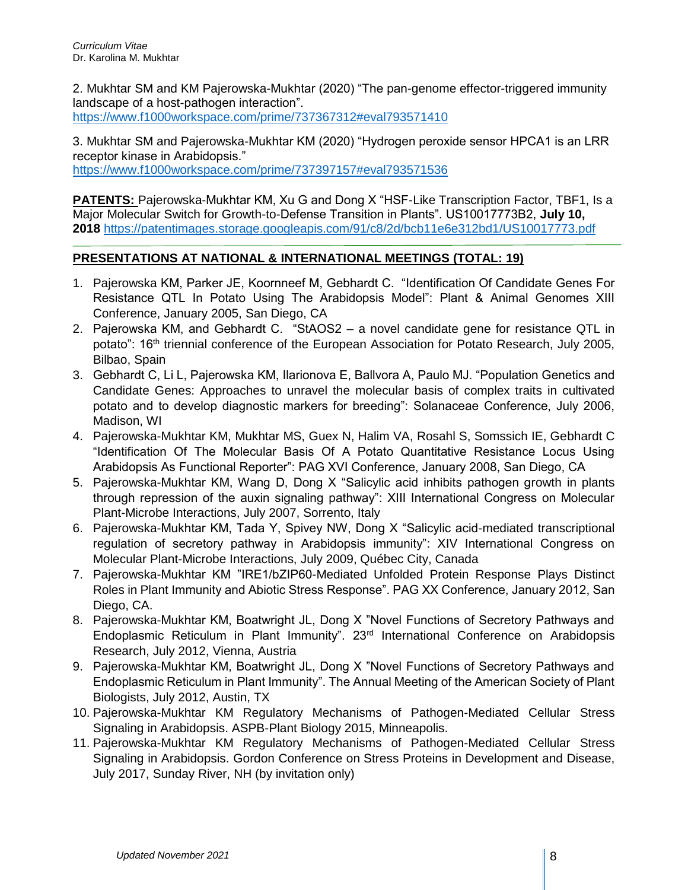2. Mukhtar SM and KM Pajerowska-Mukhtar (2020) "The pan-genome effector-triggered immunity landscape of a host-pathogen interaction".
https://www.f1000workspace.com/prime/737367312#eval793571410

3. Mukhtar SM and Pajerowska-Mukhtar KM (2020) "Hydrogen peroxide sensor HPCA1 is an LRR receptor kinase in Arabidopsis."
https://www.f1000workspace.com/prime/737397157#eval793571536

**PATENTS:** Pajerowska-Mukhtar KM, Xu G and Dong X "HSF-Like Transcription Factor, TBF1, Is a Major Molecular Switch for Growth-to-Defense Transition in Plants". US10017773B2, **July 10, 2018** https://patentimages.storage.googleapis.com/91/c8/2d/bcb11e6e312bd1/US10017773.pdf

## PRESENTATIONS AT NATIONAL & INTERNATIONAL MEETINGS (TOTAL: 19)

1. Pajerowska KM, Parker JE, Koornneef M, Gebhardt C. "Identification Of Candidate Genes For Resistance QTL In Potato Using The Arabidopsis Model": Plant & Animal Genomes XIII Conference, January 2005, San Diego, CA
2. Pajerowska KM, and Gebhardt C. "StAOS2 – a novel candidate gene for resistance QTL in potato": 16th triennial conference of the European Association for Potato Research, July 2005, Bilbao, Spain
3. Gebhardt C, Li L, Pajerowska KM, Ilarionova E, Ballvora A, Paulo MJ. "Population Genetics and Candidate Genes: Approaches to unravel the molecular basis of complex traits in cultivated potato and to develop diagnostic markers for breeding": Solanaceae Conference, July 2006, Madison, WI
4. Pajerowska-Mukhtar KM, Mukhtar MS, Guex N, Halim VA, Rosahl S, Somssich IE, Gebhardt C "Identification Of The Molecular Basis Of A Potato Quantitative Resistance Locus Using Arabidopsis As Functional Reporter": PAG XVI Conference, January 2008, San Diego, CA
5. Pajerowska-Mukhtar KM, Wang D, Dong X "Salicylic acid inhibits pathogen growth in plants through repression of the auxin signaling pathway": XIII International Congress on Molecular Plant-Microbe Interactions, July 2007, Sorrento, Italy
6. Pajerowska-Mukhtar KM, Tada Y, Spivey NW, Dong X "Salicylic acid-mediated transcriptional regulation of secretory pathway in Arabidopsis immunity": XIV International Congress on Molecular Plant-Microbe Interactions, July 2009, Québec City, Canada
7. Pajerowska-Mukhtar KM "IRE1/bZIP60-Mediated Unfolded Protein Response Plays Distinct Roles in Plant Immunity and Abiotic Stress Response". PAG XX Conference, January 2012, San Diego, CA.
8. Pajerowska-Mukhtar KM, Boatwright JL, Dong X "Novel Functions of Secretory Pathways and Endoplasmic Reticulum in Plant Immunity". 23rd International Conference on Arabidopsis Research, July 2012, Vienna, Austria
9. Pajerowska-Mukhtar KM, Boatwright JL, Dong X "Novel Functions of Secretory Pathways and Endoplasmic Reticulum in Plant Immunity". The Annual Meeting of the American Society of Plant Biologists, July 2012, Austin, TX
10. Pajerowska-Mukhtar KM Regulatory Mechanisms of Pathogen-Mediated Cellular Stress Signaling in Arabidopsis. ASPB-Plant Biology 2015, Minneapolis.
11. Pajerowska-Mukhtar KM Regulatory Mechanisms of Pathogen-Mediated Cellular Stress Signaling in Arabidopsis. Gordon Conference on Stress Proteins in Development and Disease, July 2017, Sunday River, NH (by invitation only)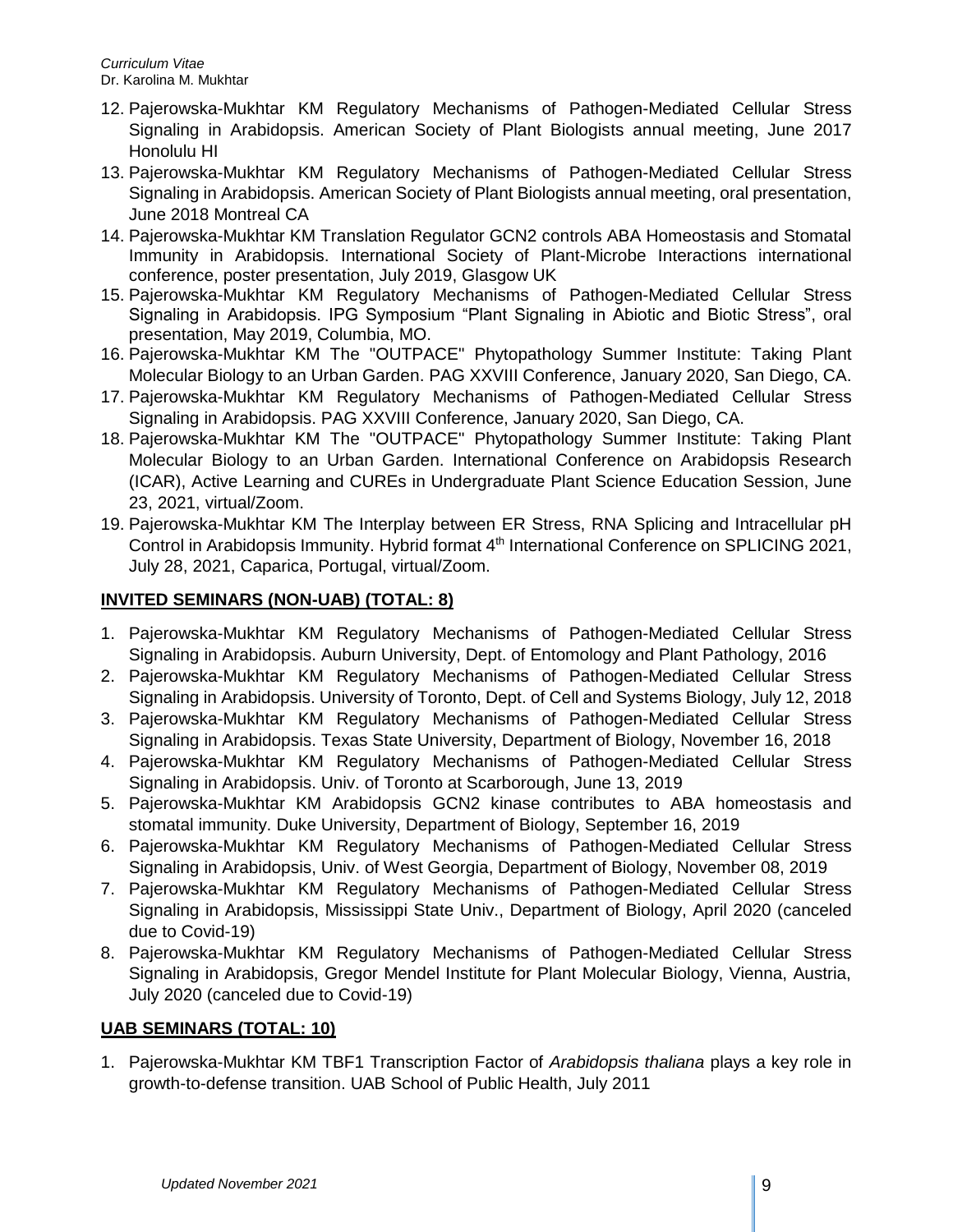12. Pajerowska-Mukhtar KM Regulatory Mechanisms of Pathogen-Mediated Cellular Stress Signaling in Arabidopsis. American Society of Plant Biologists annual meeting, June 2017 Honolulu HI
13. Pajerowska-Mukhtar KM Regulatory Mechanisms of Pathogen-Mediated Cellular Stress Signaling in Arabidopsis. American Society of Plant Biologists annual meeting, oral presentation, June 2018 Montreal CA
14. Pajerowska-Mukhtar KM Translation Regulator GCN2 controls ABA Homeostasis and Stomatal Immunity in Arabidopsis. International Society of Plant-Microbe Interactions international conference, poster presentation, July 2019, Glasgow UK
15. Pajerowska-Mukhtar KM Regulatory Mechanisms of Pathogen-Mediated Cellular Stress Signaling in Arabidopsis. IPG Symposium "Plant Signaling in Abiotic and Biotic Stress", oral presentation, May 2019, Columbia, MO.
16. Pajerowska-Mukhtar KM The "OUTPACE" Phytopathology Summer Institute: Taking Plant Molecular Biology to an Urban Garden. PAG XXVIII Conference, January 2020, San Diego, CA.
17. Pajerowska-Mukhtar KM Regulatory Mechanisms of Pathogen-Mediated Cellular Stress Signaling in Arabidopsis. PAG XXVIII Conference, January 2020, San Diego, CA.
18. Pajerowska-Mukhtar KM The "OUTPACE" Phytopathology Summer Institute: Taking Plant Molecular Biology to an Urban Garden. International Conference on Arabidopsis Research (ICAR), Active Learning and CUREs in Undergraduate Plant Science Education Session, June 23, 2021, virtual/Zoom.
19. Pajerowska-Mukhtar KM The Interplay between ER Stress, RNA Splicing and Intracellular pH Control in Arabidopsis Immunity. Hybrid format 4th International Conference on SPLICING 2021, July 28, 2021, Caparica, Portugal, virtual/Zoom.

## INVITED SEMINARS (NON-UAB) (TOTAL: 8)

1. Pajerowska-Mukhtar KM Regulatory Mechanisms of Pathogen-Mediated Cellular Stress Signaling in Arabidopsis. Auburn University, Dept. of Entomology and Plant Pathology, 2016
2. Pajerowska-Mukhtar KM Regulatory Mechanisms of Pathogen-Mediated Cellular Stress Signaling in Arabidopsis. University of Toronto, Dept. of Cell and Systems Biology, July 12, 2018
3. Pajerowska-Mukhtar KM Regulatory Mechanisms of Pathogen-Mediated Cellular Stress Signaling in Arabidopsis. Texas State University, Department of Biology, November 16, 2018
4. Pajerowska-Mukhtar KM Regulatory Mechanisms of Pathogen-Mediated Cellular Stress Signaling in Arabidopsis. Univ. of Toronto at Scarborough, June 13, 2019
5. Pajerowska-Mukhtar KM Arabidopsis GCN2 kinase contributes to ABA homeostasis and stomatal immunity. Duke University, Department of Biology, September 16, 2019
6. Pajerowska-Mukhtar KM Regulatory Mechanisms of Pathogen-Mediated Cellular Stress Signaling in Arabidopsis, Univ. of West Georgia, Department of Biology, November 08, 2019
7. Pajerowska-Mukhtar KM Regulatory Mechanisms of Pathogen-Mediated Cellular Stress Signaling in Arabidopsis, Mississippi State Univ., Department of Biology, April 2020 (canceled due to Covid-19)
8. Pajerowska-Mukhtar KM Regulatory Mechanisms of Pathogen-Mediated Cellular Stress Signaling in Arabidopsis, Gregor Mendel Institute for Plant Molecular Biology, Vienna, Austria, July 2020 (canceled due to Covid-19)

## UAB SEMINARS (TOTAL: 10)

1. Pajerowska-Mukhtar KM TBF1 Transcription Factor of *Arabidopsis thaliana* plays a key role in growth-to-defense transition. UAB School of Public Health, July 2011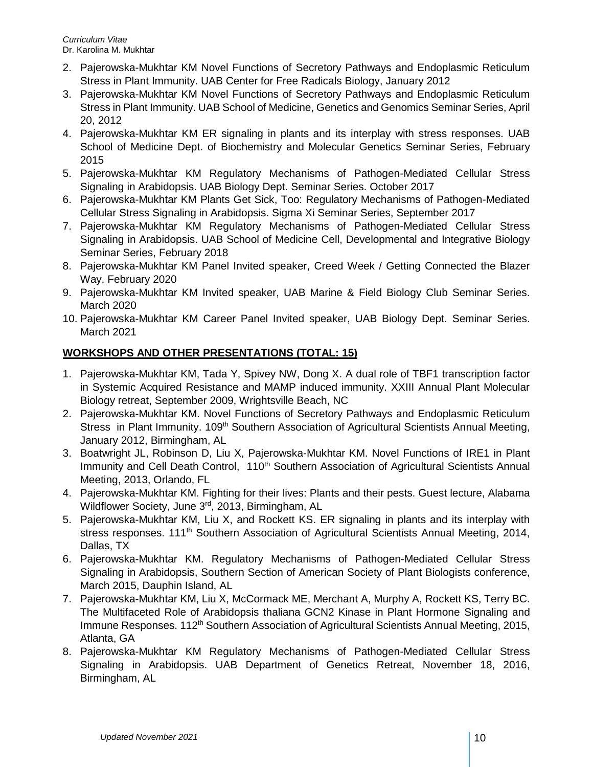2. Pajerowska-Mukhtar KM Novel Functions of Secretory Pathways and Endoplasmic Reticulum Stress in Plant Immunity. UAB Center for Free Radicals Biology, January 2012
3. Pajerowska-Mukhtar KM Novel Functions of Secretory Pathways and Endoplasmic Reticulum Stress in Plant Immunity. UAB School of Medicine, Genetics and Genomics Seminar Series, April 20, 2012
4. Pajerowska-Mukhtar KM ER signaling in plants and its interplay with stress responses. UAB School of Medicine Dept. of Biochemistry and Molecular Genetics Seminar Series, February 2015
5. Pajerowska-Mukhtar KM Regulatory Mechanisms of Pathogen-Mediated Cellular Stress Signaling in Arabidopsis. UAB Biology Dept. Seminar Series. October 2017
6. Pajerowska-Mukhtar KM Plants Get Sick, Too: Regulatory Mechanisms of Pathogen-Mediated Cellular Stress Signaling in Arabidopsis. Sigma Xi Seminar Series, September 2017
7. Pajerowska-Mukhtar KM Regulatory Mechanisms of Pathogen-Mediated Cellular Stress Signaling in Arabidopsis. UAB School of Medicine Cell, Developmental and Integrative Biology Seminar Series, February 2018
8. Pajerowska-Mukhtar KM Panel Invited speaker, Creed Week / Getting Connected the Blazer Way. February 2020
9. Pajerowska-Mukhtar KM Invited speaker, UAB Marine & Field Biology Club Seminar Series. March 2020
10. Pajerowska-Mukhtar KM Career Panel Invited speaker, UAB Biology Dept. Seminar Series. March 2021

## WORKSHOPS AND OTHER PRESENTATIONS (TOTAL: 15)

1. Pajerowska-Mukhtar KM, Tada Y, Spivey NW, Dong X. A dual role of TBF1 transcription factor in Systemic Acquired Resistance and MAMP induced immunity. XXIII Annual Plant Molecular Biology retreat, September 2009, Wrightsville Beach, NC
2. Pajerowska-Mukhtar KM. Novel Functions of Secretory Pathways and Endoplasmic Reticulum Stress in Plant Immunity. 109th Southern Association of Agricultural Scientists Annual Meeting, January 2012, Birmingham, AL
3. Boatwright JL, Robinson D, Liu X, Pajerowska-Mukhtar KM. Novel Functions of IRE1 in Plant Immunity and Cell Death Control, 110th Southern Association of Agricultural Scientists Annual Meeting, 2013, Orlando, FL
4. Pajerowska-Mukhtar KM. Fighting for their lives: Plants and their pests. Guest lecture, Alabama Wildflower Society, June 3rd, 2013, Birmingham, AL
5. Pajerowska-Mukhtar KM, Liu X, and Rockett KS. ER signaling in plants and its interplay with stress responses. 111th Southern Association of Agricultural Scientists Annual Meeting, 2014, Dallas, TX
6. Pajerowska-Mukhtar KM. Regulatory Mechanisms of Pathogen-Mediated Cellular Stress Signaling in Arabidopsis, Southern Section of American Society of Plant Biologists conference, March 2015, Dauphin Island, AL
7. Pajerowska-Mukhtar KM, Liu X, McCormack ME, Merchant A, Murphy A, Rockett KS, Terry BC. The Multifaceted Role of Arabidopsis thaliana GCN2 Kinase in Plant Hormone Signaling and Immune Responses. 112th Southern Association of Agricultural Scientists Annual Meeting, 2015, Atlanta, GA
8. Pajerowska-Mukhtar KM Regulatory Mechanisms of Pathogen-Mediated Cellular Stress Signaling in Arabidopsis. UAB Department of Genetics Retreat, November 18, 2016, Birmingham, AL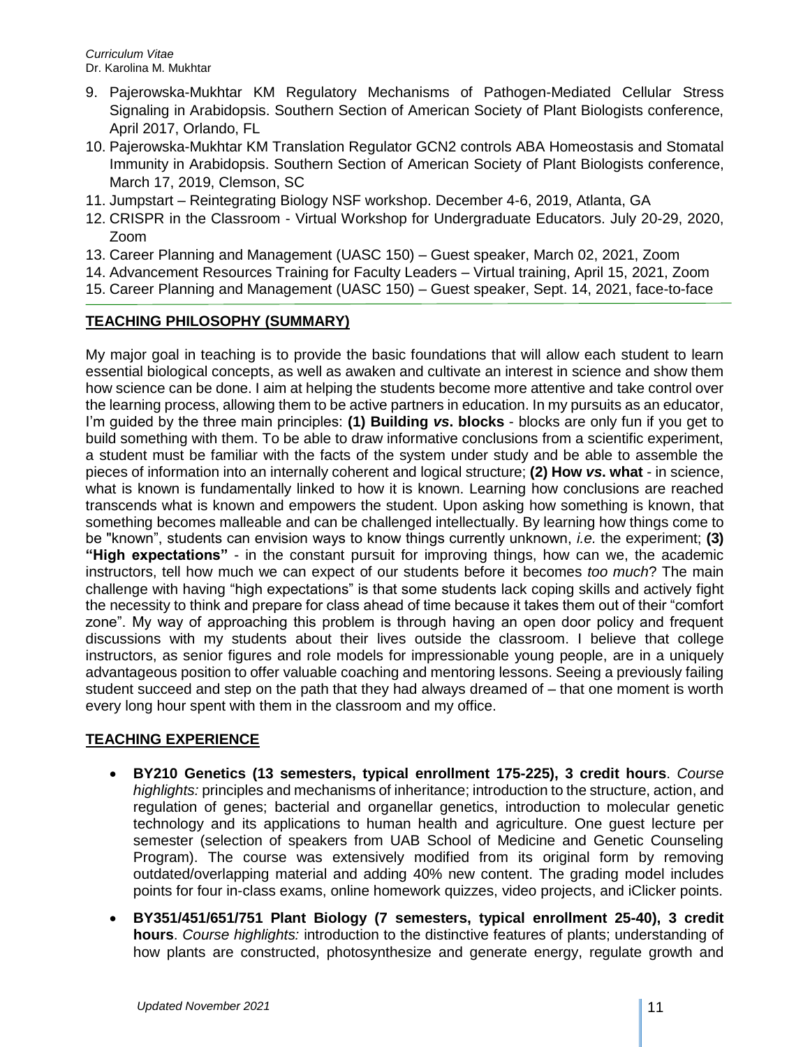9. Pajerowska-Mukhtar KM Regulatory Mechanisms of Pathogen-Mediated Cellular Stress Signaling in Arabidopsis. Southern Section of American Society of Plant Biologists conference, April 2017, Orlando, FL
10. Pajerowska-Mukhtar KM Translation Regulator GCN2 controls ABA Homeostasis and Stomatal Immunity in Arabidopsis. Southern Section of American Society of Plant Biologists conference, March 17, 2019, Clemson, SC
11. Jumpstart – Reintegrating Biology NSF workshop. December 4-6, 2019, Atlanta, GA
12. CRISPR in the Classroom - Virtual Workshop for Undergraduate Educators. July 20-29, 2020, Zoom
13. Career Planning and Management (UASC 150) – Guest speaker, March 02, 2021, Zoom
14. Advancement Resources Training for Faculty Leaders – Virtual training, April 15, 2021, Zoom
15. Career Planning and Management (UASC 150) – Guest speaker, Sept. 14, 2021, face-to-face

## TEACHING PHILOSOPHY (SUMMARY)

My major goal in teaching is to provide the basic foundations that will allow each student to learn essential biological concepts, as well as awaken and cultivate an interest in science and show them how science can be done. I aim at helping the students become more attentive and take control over the learning process, allowing them to be active partners in education. In my pursuits as an educator, I'm guided by the three main principles: **(1) Building *vs*. blocks** - blocks are only fun if you get to build something with them. To be able to draw informative conclusions from a scientific experiment, a student must be familiar with the facts of the system under study and be able to assemble the pieces of information into an internally coherent and logical structure; **(2) How *vs*. what** - in science, what is known is fundamentally linked to how it is known. Learning how conclusions are reached transcends what is known and empowers the student. Upon asking how something is known, that something becomes malleable and can be challenged intellectually. By learning how things come to be "known", students can envision ways to know things currently unknown, *i.e.* the experiment; **(3) "High expectations"** - in the constant pursuit for improving things, how can we, the academic instructors, tell how much we can expect of our students before it becomes *too much*? The main challenge with having "high expectations" is that some students lack coping skills and actively fight the necessity to think and prepare for class ahead of time because it takes them out of their "comfort zone". My way of approaching this problem is through having an open door policy and frequent discussions with my students about their lives outside the classroom. I believe that college instructors, as senior figures and role models for impressionable young people, are in a uniquely advantageous position to offer valuable coaching and mentoring lessons. Seeing a previously failing student succeed and step on the path that they had always dreamed of – that one moment is worth every long hour spent with them in the classroom and my office.

## TEACHING EXPERIENCE

- **BY210 Genetics (13 semesters, typical enrollment 175-225), 3 credit hours**. *Course highlights:* principles and mechanisms of inheritance; introduction to the structure, action, and regulation of genes; bacterial and organellar genetics, introduction to molecular genetic technology and its applications to human health and agriculture. One guest lecture per semester (selection of speakers from UAB School of Medicine and Genetic Counseling Program). The course was extensively modified from its original form by removing outdated/overlapping material and adding 40% new content. The grading model includes points for four in-class exams, online homework quizzes, video projects, and iClicker points.
- **BY351/451/651/751 Plant Biology (7 semesters, typical enrollment 25-40), 3 credit hours**. *Course highlights:* introduction to the distinctive features of plants; understanding of how plants are constructed, photosynthesize and generate energy, regulate growth and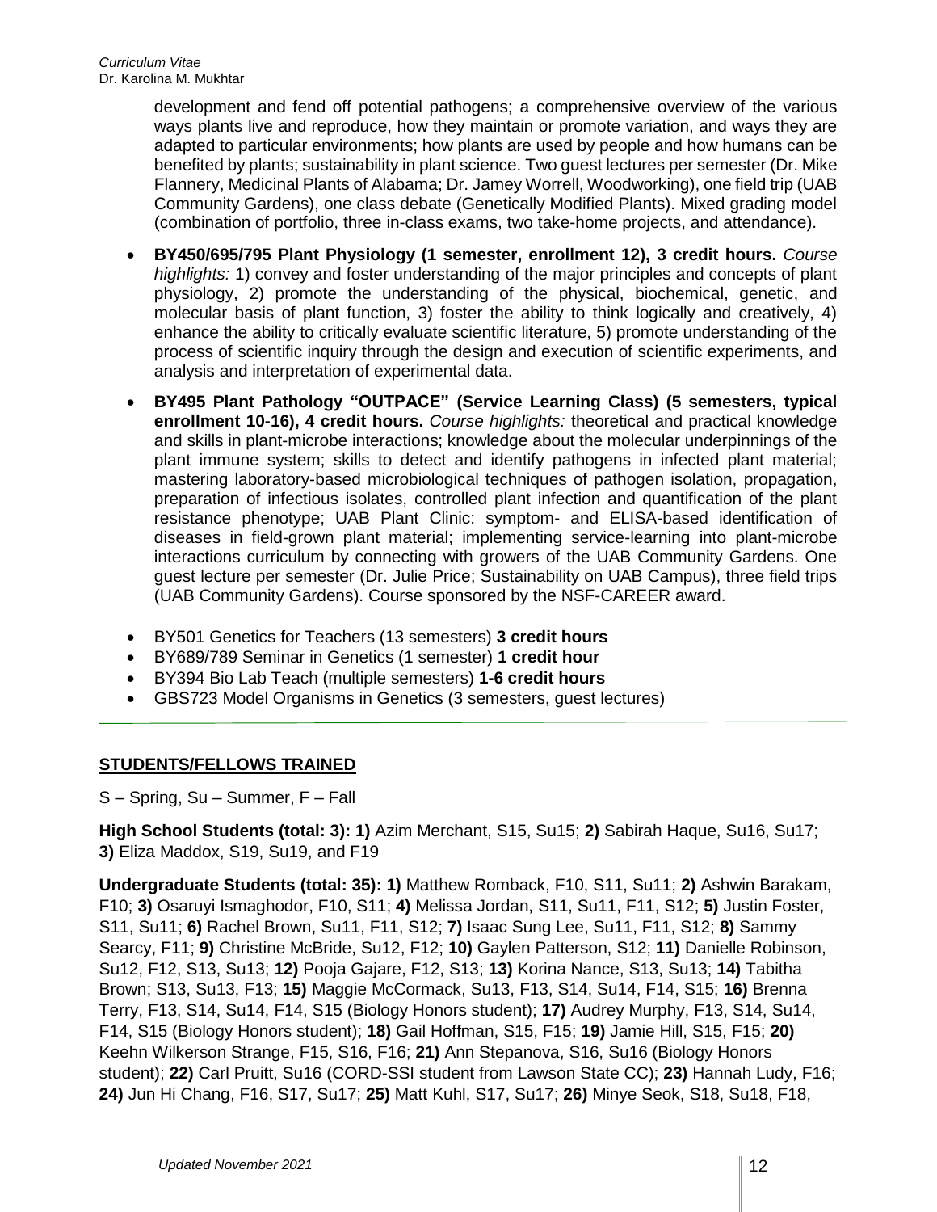development and fend off potential pathogens; a comprehensive overview of the various ways plants live and reproduce, how they maintain or promote variation, and ways they are adapted to particular environments; how plants are used by people and how humans can be benefited by plants; sustainability in plant science. Two guest lectures per semester (Dr. Mike Flannery, Medicinal Plants of Alabama; Dr. Jamey Worrell, Woodworking), one field trip (UAB Community Gardens), one class debate (Genetically Modified Plants). Mixed grading model (combination of portfolio, three in-class exams, two take-home projects, and attendance).

- **BY450/695/795 Plant Physiology (1 semester, enrollment 12), 3 credit hours.** *Course highlights:* 1) convey and foster understanding of the major principles and concepts of plant physiology, 2) promote the understanding of the physical, biochemical, genetic, and molecular basis of plant function, 3) foster the ability to think logically and creatively, 4) enhance the ability to critically evaluate scientific literature, 5) promote understanding of the process of scientific inquiry through the design and execution of scientific experiments, and analysis and interpretation of experimental data.
- **BY495 Plant Pathology "OUTPACE" (Service Learning Class) (5 semesters, typical enrollment 10-16), 4 credit hours.** *Course highlights:* theoretical and practical knowledge and skills in plant-microbe interactions; knowledge about the molecular underpinnings of the plant immune system; skills to detect and identify pathogens in infected plant material; mastering laboratory-based microbiological techniques of pathogen isolation, propagation, preparation of infectious isolates, controlled plant infection and quantification of the plant resistance phenotype; UAB Plant Clinic: symptom- and ELISA-based identification of diseases in field-grown plant material; implementing service-learning into plant-microbe interactions curriculum by connecting with growers of the UAB Community Gardens. One guest lecture per semester (Dr. Julie Price; Sustainability on UAB Campus), three field trips (UAB Community Gardens). Course sponsored by the NSF-CAREER award.

- BY501 Genetics for Teachers (13 semesters) **3 credit hours**
- BY689/789 Seminar in Genetics (1 semester) **1 credit hour**
- BY394 Bio Lab Teach (multiple semesters) **1-6 credit hours**
- GBS723 Model Organisms in Genetics (3 semesters, guest lectures)

## STUDENTS/FELLOWS TRAINED

S – Spring, Su – Summer, F – Fall

**High School Students (total: 3): 1)** Azim Merchant, S15, Su15; **2)** Sabirah Haque, Su16, Su17; **3)** Eliza Maddox, S19, Su19, and F19

**Undergraduate Students (total: 35): 1)** Matthew Romback, F10, S11, Su11; **2)** Ashwin Barakam, F10; **3)** Osaruyi Ismaghodor, F10, S11; **4)** Melissa Jordan, S11, Su11, F11, S12; **5)** Justin Foster, S11, Su11; **6)** Rachel Brown, Su11, F11, S12; **7)** Isaac Sung Lee, Su11, F11, S12; **8)** Sammy Searcy, F11; **9)** Christine McBride, Su12, F12; **10)** Gaylen Patterson, S12; **11)** Danielle Robinson, Su12, F12, S13, Su13; **12)** Pooja Gajare, F12, S13; **13)** Korina Nance, S13, Su13; **14)** Tabitha Brown; S13, Su13, F13; **15)** Maggie McCormack, Su13, F13, S14, Su14, F14, S15; **16)** Brenna Terry, F13, S14, Su14, F14, S15 (Biology Honors student); **17)** Audrey Murphy, F13, S14, Su14, F14, S15 (Biology Honors student); **18)** Gail Hoffman, S15, F15; **19)** Jamie Hill, S15, F15; **20)** Keehn Wilkerson Strange, F15, S16, F16; **21)** Ann Stepanova, S16, Su16 (Biology Honors student); **22)** Carl Pruitt, Su16 (CORD-SSI student from Lawson State CC); **23)** Hannah Ludy, F16; **24)** Jun Hi Chang, F16, S17, Su17; **25)** Matt Kuhl, S17, Su17; **26)** Minye Seok, S18, Su18, F18,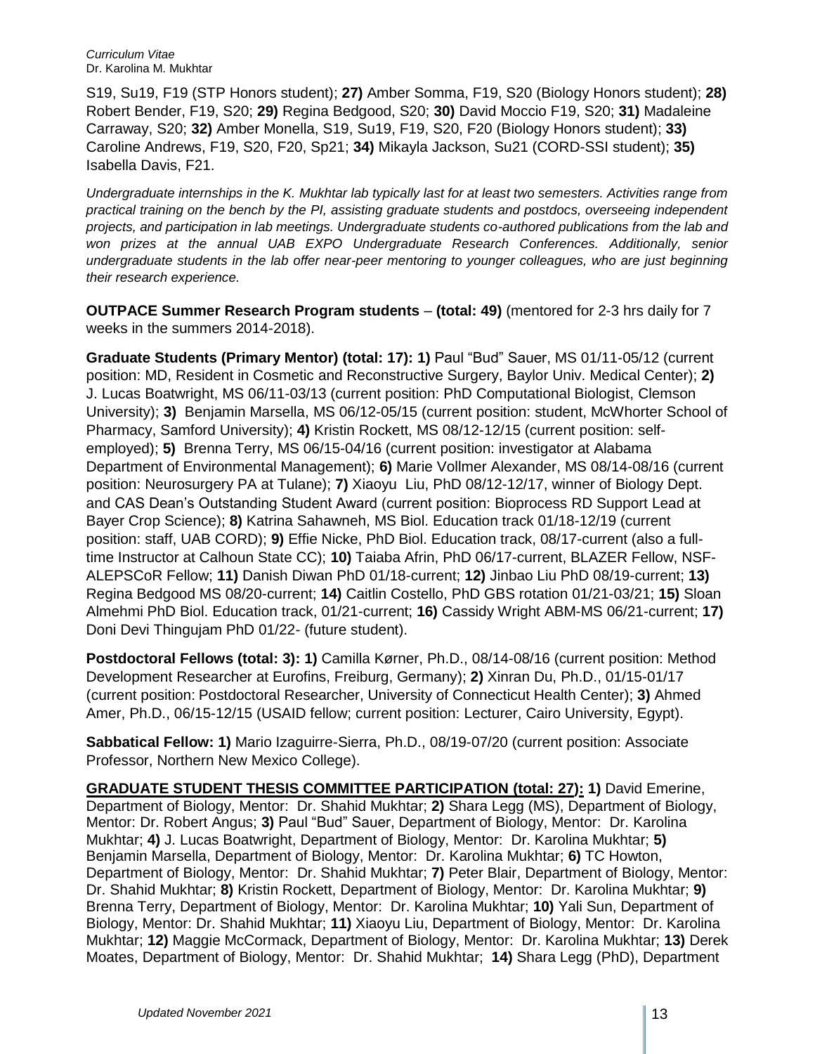S19, Su19, F19 (STP Honors student); **27)** Amber Somma, F19, S20 (Biology Honors student); **28)** Robert Bender, F19, S20; **29)** Regina Bedgood, S20; **30)** David Moccio F19, S20; **31)** Madaleine Carraway, S20; **32)** Amber Monella, S19, Su19, F19, S20, F20 (Biology Honors student); **33)** Caroline Andrews, F19, S20, F20, Sp21; **34)** Mikayla Jackson, Su21 (CORD-SSI student); **35)** Isabella Davis, F21.

*Undergraduate internships in the K. Mukhtar lab typically last for at least two semesters. Activities range from practical training on the bench by the PI, assisting graduate students and postdocs, overseeing independent projects, and participation in lab meetings. Undergraduate students co-authored publications from the lab and won prizes at the annual UAB EXPO Undergraduate Research Conferences. Additionally, senior undergraduate students in the lab offer near-peer mentoring to younger colleagues, who are just beginning their research experience.*

**OUTPACE Summer Research Program students** – **(total: 49)** (mentored for 2-3 hrs daily for 7 weeks in the summers 2014-2018).

**Graduate Students (Primary Mentor) (total: 17): 1)** Paul "Bud" Sauer, MS 01/11-05/12 (current position: MD, Resident in Cosmetic and Reconstructive Surgery, Baylor Univ. Medical Center); **2)** J. Lucas Boatwright, MS 06/11-03/13 (current position: PhD Computational Biologist, Clemson University); **3)** Benjamin Marsella, MS 06/12-05/15 (current position: student, McWhorter School of Pharmacy, Samford University); **4)** Kristin Rockett, MS 08/12-12/15 (current position: self-employed); **5)** Brenna Terry, MS 06/15-04/16 (current position: investigator at Alabama Department of Environmental Management); **6)** Marie Vollmer Alexander, MS 08/14-08/16 (current position: Neurosurgery PA at Tulane); **7)** Xiaoyu Liu, PhD 08/12-12/17, winner of Biology Dept. and CAS Dean's Outstanding Student Award (current position: Bioprocess RD Support Lead at Bayer Crop Science); **8)** Katrina Sahawneh, MS Biol. Education track 01/18-12/19 (current position: staff, UAB CORD); **9)** Effie Nicke, PhD Biol. Education track, 08/17-current (also a full-time Instructor at Calhoun State CC); **10)** Taiaba Afrin, PhD 06/17-current, BLAZER Fellow, NSF-ALEPSCoR Fellow; **11)** Danish Diwan PhD 01/18-current; **12)** Jinbao Liu PhD 08/19-current; **13)** Regina Bedgood MS 08/20-current; **14)** Caitlin Costello, PhD GBS rotation 01/21-03/21; **15)** Sloan Almehmi PhD Biol. Education track, 01/21-current; **16)** Cassidy Wright ABM-MS 06/21-current; **17)** Doni Devi Thingujam PhD 01/22- (future student).

**Postdoctoral Fellows (total: 3): 1)** Camilla Kørner, Ph.D., 08/14-08/16 (current position: Method Development Researcher at Eurofins, Freiburg, Germany); **2)** Xinran Du, Ph.D., 01/15-01/17 (current position: Postdoctoral Researcher, University of Connecticut Health Center); **3)** Ahmed Amer, Ph.D., 06/15-12/15 (USAID fellow; current position: Lecturer, Cairo University, Egypt).

**Sabbatical Fellow: 1)** Mario Izaguirre-Sierra, Ph.D., 08/19-07/20 (current position: Associate Professor, Northern New Mexico College).

**GRADUATE STUDENT THESIS COMMITTEE PARTICIPATION (total: 27): 1)** David Emerine, Department of Biology, Mentor: Dr. Shahid Mukhtar; **2)** Shara Legg (MS), Department of Biology, Mentor: Dr. Robert Angus; **3)** Paul "Bud" Sauer, Department of Biology, Mentor: Dr. Karolina Mukhtar; **4)** J. Lucas Boatwright, Department of Biology, Mentor: Dr. Karolina Mukhtar; **5)** Benjamin Marsella, Department of Biology, Mentor: Dr. Karolina Mukhtar; **6)** TC Howton, Department of Biology, Mentor: Dr. Shahid Mukhtar; **7)** Peter Blair, Department of Biology, Mentor: Dr. Shahid Mukhtar; **8)** Kristin Rockett, Department of Biology, Mentor: Dr. Karolina Mukhtar; **9)** Brenna Terry, Department of Biology, Mentor: Dr. Karolina Mukhtar; **10)** Yali Sun, Department of Biology, Mentor: Dr. Shahid Mukhtar; **11)** Xiaoyu Liu, Department of Biology, Mentor: Dr. Karolina Mukhtar; **12)** Maggie McCormack, Department of Biology, Mentor: Dr. Karolina Mukhtar; **13)** Derek Moates, Department of Biology, Mentor: Dr. Shahid Mukhtar; **14)** Shara Legg (PhD), Department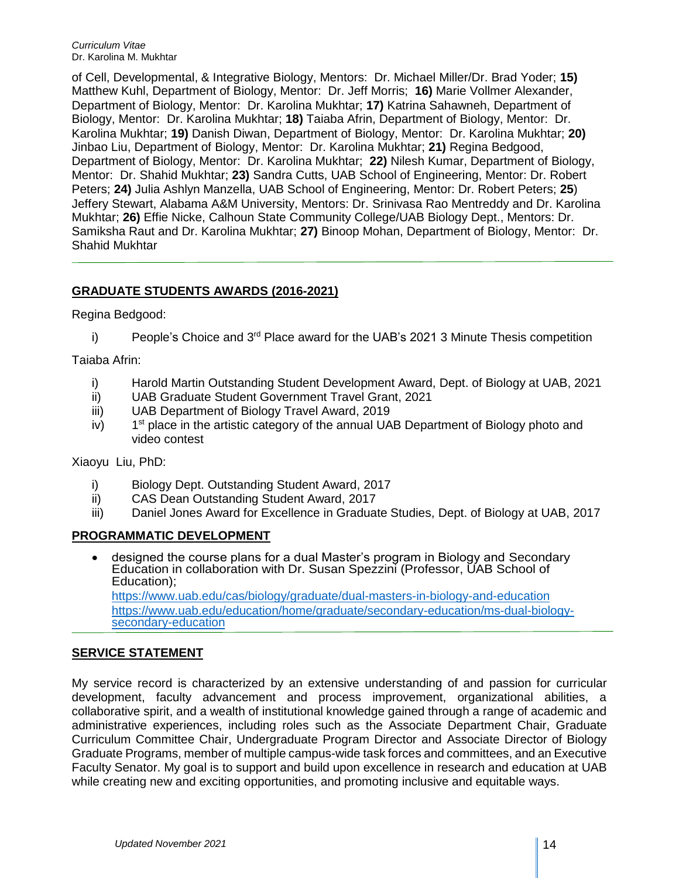of Cell, Developmental, & Integrative Biology, Mentors: Dr. Michael Miller/Dr. Brad Yoder; **15)** Matthew Kuhl, Department of Biology, Mentor: Dr. Jeff Morris; **16)** Marie Vollmer Alexander, Department of Biology, Mentor: Dr. Karolina Mukhtar; **17)** Katrina Sahawneh, Department of Biology, Mentor: Dr. Karolina Mukhtar; **18)** Taiaba Afrin, Department of Biology, Mentor: Dr. Karolina Mukhtar; **19)** Danish Diwan, Department of Biology, Mentor: Dr. Karolina Mukhtar; **20)** Jinbao Liu, Department of Biology, Mentor: Dr. Karolina Mukhtar; **21)** Regina Bedgood, Department of Biology, Mentor: Dr. Karolina Mukhtar; **22)** Nilesh Kumar, Department of Biology, Mentor: Dr. Shahid Mukhtar; **23)** Sandra Cutts, UAB School of Engineering, Mentor: Dr. Robert Peters; **24)** Julia Ashlyn Manzella, UAB School of Engineering, Mentor: Dr. Robert Peters; **25**) Jeffery Stewart, Alabama A&M University, Mentors: Dr. Srinivasa Rao Mentreddy and Dr. Karolina Mukhtar; **26)** Effie Nicke, Calhoun State Community College/UAB Biology Dept., Mentors: Dr. Samiksha Raut and Dr. Karolina Mukhtar; **27)** Binoop Mohan, Department of Biology, Mentor: Dr. Shahid Mukhtar

## GRADUATE STUDENTS AWARDS (2016-2021)

Regina Bedgood:

i) People's Choice and 3rd Place award for the UAB's 2021 3 Minute Thesis competition

Taiaba Afrin:

i) Harold Martin Outstanding Student Development Award, Dept. of Biology at UAB, 2021
ii) UAB Graduate Student Government Travel Grant, 2021
iii) UAB Department of Biology Travel Award, 2019
iv) 1st place in the artistic category of the annual UAB Department of Biology photo and video contest

Xiaoyu Liu, PhD:

i) Biology Dept. Outstanding Student Award, 2017
ii) CAS Dean Outstanding Student Award, 2017
iii) Daniel Jones Award for Excellence in Graduate Studies, Dept. of Biology at UAB, 2017

## PROGRAMMATIC DEVELOPMENT

- designed the course plans for a dual Master's program in Biology and Secondary Education in collaboration with Dr. Susan Spezzini (Professor, UAB School of Education);
  https://www.uab.edu/cas/biology/graduate/dual-masters-in-biology-and-education
  https://www.uab.edu/education/home/graduate/secondary-education/ms-dual-biology-secondary-education

## SERVICE STATEMENT

My service record is characterized by an extensive understanding of and passion for curricular development, faculty advancement and process improvement, organizational abilities, a collaborative spirit, and a wealth of institutional knowledge gained through a range of academic and administrative experiences, including roles such as the Associate Department Chair, Graduate Curriculum Committee Chair, Undergraduate Program Director and Associate Director of Biology Graduate Programs, member of multiple campus-wide task forces and committees, and an Executive Faculty Senator. My goal is to support and build upon excellence in research and education at UAB while creating new and exciting opportunities, and promoting inclusive and equitable ways.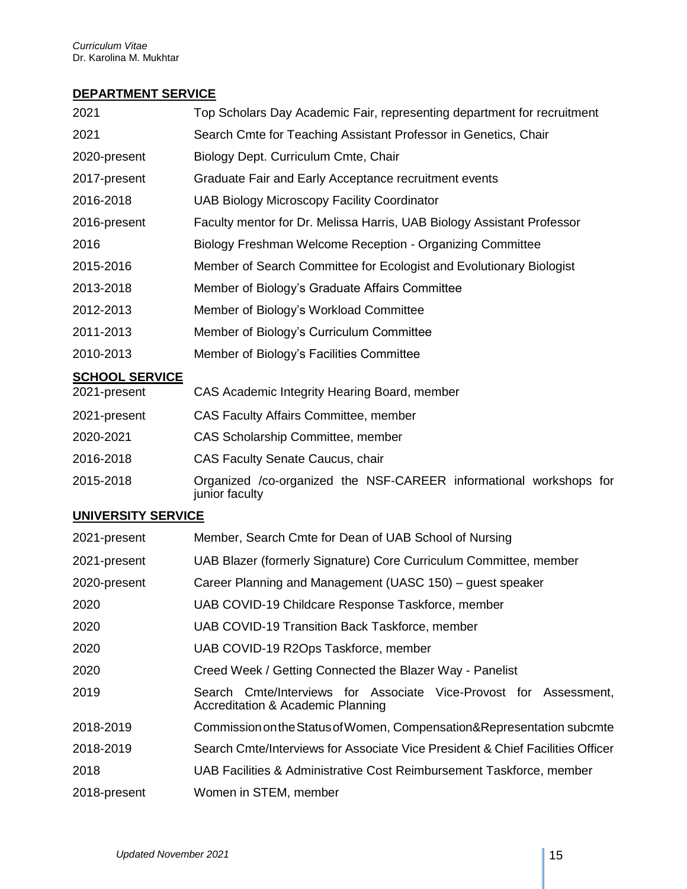## DEPARTMENT SERVICE

| | |
|---|---|
| 2021 | Top Scholars Day Academic Fair, representing department for recruitment |
| 2021 | Search Cmte for Teaching Assistant Professor in Genetics, Chair |
| 2020-present | Biology Dept. Curriculum Cmte, Chair |
| 2017-present | Graduate Fair and Early Acceptance recruitment events |
| 2016-2018 | UAB Biology Microscopy Facility Coordinator |
| 2016-present | Faculty mentor for Dr. Melissa Harris, UAB Biology Assistant Professor |
| 2016 | Biology Freshman Welcome Reception - Organizing Committee |
| 2015-2016 | Member of Search Committee for Ecologist and Evolutionary Biologist |
| 2013-2018 | Member of Biology's Graduate Affairs Committee |
| 2012-2013 | Member of Biology's Workload Committee |
| 2011-2013 | Member of Biology's Curriculum Committee |
| 2010-2013 | Member of Biology's Facilities Committee |

## SCHOOL SERVICE

| | |
|---|---|
| 2021-present | CAS Academic Integrity Hearing Board, member |
| 2021-present | CAS Faculty Affairs Committee, member |
| 2020-2021 | CAS Scholarship Committee, member |
| 2016-2018 | CAS Faculty Senate Caucus, chair |
| 2015-2018 | Organized /co-organized the NSF-CAREER informational workshops for junior faculty |

## UNIVERSITY SERVICE

| | |
|---|---|
| 2021-present | Member, Search Cmte for Dean of UAB School of Nursing |
| 2021-present | UAB Blazer (formerly Signature) Core Curriculum Committee, member |
| 2020-present | Career Planning and Management (UASC 150) – guest speaker |
| 2020 | UAB COVID-19 Childcare Response Taskforce, member |
| 2020 | UAB COVID-19 Transition Back Taskforce, member |
| 2020 | UAB COVID-19 R2Ops Taskforce, member |
| 2020 | Creed Week / Getting Connected the Blazer Way - Panelist |
| 2019 | Search Cmte/Interviews for Associate Vice-Provost for Assessment, Accreditation & Academic Planning |
| 2018-2019 | Commission on the Status of Women, Compensation & Representation subcmte |
| 2018-2019 | Search Cmte/Interviews for Associate Vice President & Chief Facilities Officer |
| 2018 | UAB Facilities & Administrative Cost Reimbursement Taskforce, member |
| 2018-present | Women in STEM, member |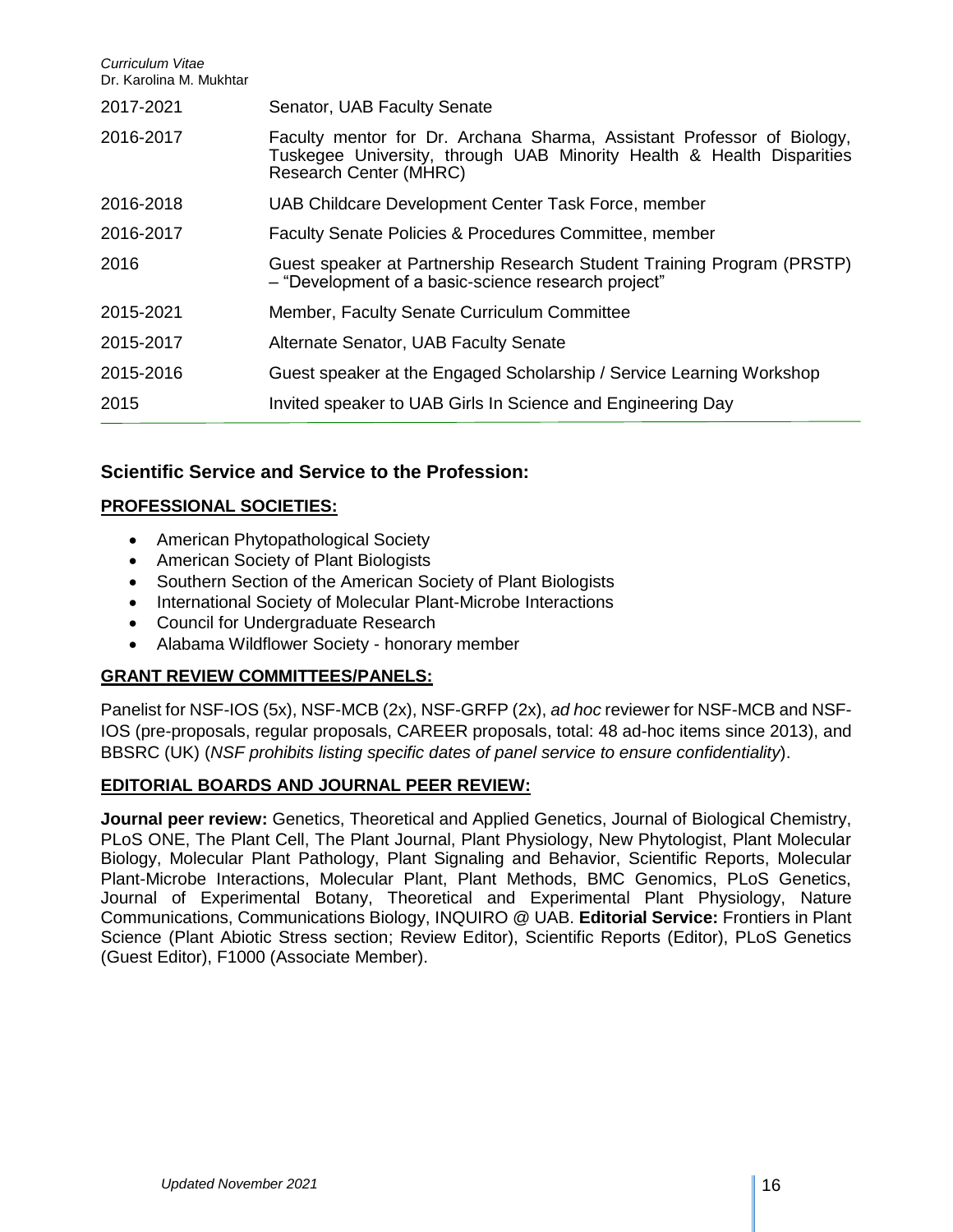| | |
|---|---|
| 2017-2021 | Senator, UAB Faculty Senate |
| 2016-2017 | Faculty mentor for Dr. Archana Sharma, Assistant Professor of Biology, Tuskegee University, through UAB Minority Health & Health Disparities Research Center (MHRC) |
| 2016-2018 | UAB Childcare Development Center Task Force, member |
| 2016-2017 | Faculty Senate Policies & Procedures Committee, member |
| 2016 | Guest speaker at Partnership Research Student Training Program (PRSTP) – "Development of a basic-science research project" |
| 2015-2021 | Member, Faculty Senate Curriculum Committee |
| 2015-2017 | Alternate Senator, UAB Faculty Senate |
| 2015-2016 | Guest speaker at the Engaged Scholarship / Service Learning Workshop |
| 2015 | Invited speaker to UAB Girls In Science and Engineering Day |

## Scientific Service and Service to the Profession:

### PROFESSIONAL SOCIETIES:

- American Phytopathological Society
- American Society of Plant Biologists
- Southern Section of the American Society of Plant Biologists
- International Society of Molecular Plant-Microbe Interactions
- Council for Undergraduate Research
- Alabama Wildflower Society - honorary member

### GRANT REVIEW COMMITTEES/PANELS:

Panelist for NSF-IOS (5x), NSF-MCB (2x), NSF-GRFP (2x), *ad hoc* reviewer for NSF-MCB and NSF-IOS (pre-proposals, regular proposals, CAREER proposals, total: 48 ad-hoc items since 2013), and BBSRC (UK) (*NSF prohibits listing specific dates of panel service to ensure confidentiality*).

### EDITORIAL BOARDS AND JOURNAL PEER REVIEW:

**Journal peer review:** Genetics, Theoretical and Applied Genetics, Journal of Biological Chemistry, PLoS ONE, The Plant Cell, The Plant Journal, Plant Physiology, New Phytologist, Plant Molecular Biology, Molecular Plant Pathology, Plant Signaling and Behavior, Scientific Reports, Molecular Plant-Microbe Interactions, Molecular Plant, Plant Methods, BMC Genomics, PLoS Genetics, Journal of Experimental Botany, Theoretical and Experimental Plant Physiology, Nature Communications, Communications Biology, INQUIRO @ UAB. **Editorial Service:** Frontiers in Plant Science (Plant Abiotic Stress section; Review Editor), Scientific Reports (Editor), PLoS Genetics (Guest Editor), F1000 (Associate Member).